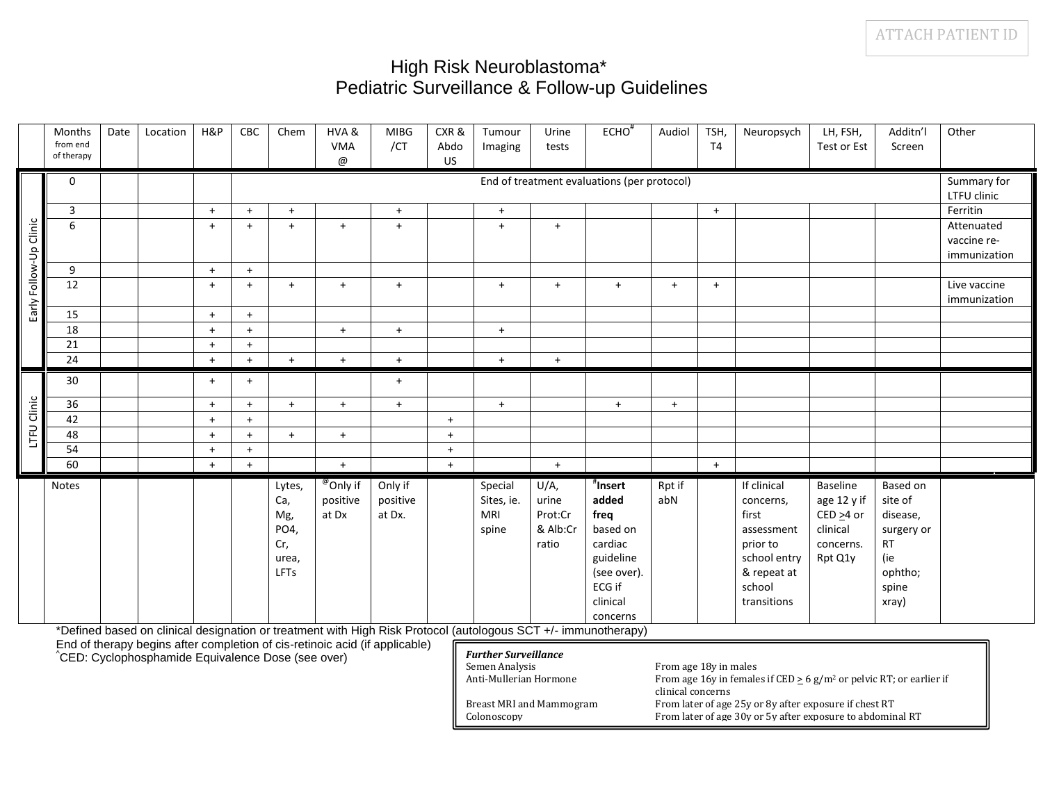# High Risk Neuroblastoma*
## Pediatric Surveillance & Follow-up Guidelines

| | Months from end of therapy | Date | Location | H&P | CBC | Chem | HVA & VMA [@] | MIBG /CT | CXR & Abdo US | Tumour Imaging | Urine tests | ECHO[#] | Audiol | TSH, T4 | Neuropsych | LH, FSH, Test or Est | Additn'l Screen | Other |
|---|---|---|---|---|---|---|---|---|---|---|---|---|---|---|---|---|---|---|
| Early Follow-Up Clinic | 0 | | | | End of treatment evaluations (per protocol) | | | | | | | | | | | | | Summary for LTFU clinic |
| | 3 | | | + | + | + | | + | | + | | | | + | | | | Ferritin |
| | 6 | | | + | + | + | + | + | | + | + | | | | | | | Attenuated vaccine re-immunization |
| | 9 | | | + | + | | | | | | | | | | | | | |
| | 12 | | | + | + | + | + | + | | + | + | + | + | + | | | | Live vaccine immunization |
| | 15 | | | + | + | | | | | | | | | | | | | |
| | 18 | | | + | + | | + | + | | + | | | | | | | | |
| | 21 | | | + | + | | | | | | | | | | | | | |
| | 24 | | | + | + | + | + | + | | + | + | | | | | | | |
| LTFU Clinic | 30 | | | + | + | | | + | | | | | | | | | | |
| | 36 | | | + | + | + | + | + | | + | | + | + | | | | | |
| | 42 | | | + | + | | | | + | | | | | | | | | |
| | 48 | | | + | + | + | + | | + | | | | | | | | | |
| | 54 | | | + | + | | | | + | | | | | | | | | |
| | 60 | | | + | + | | + | | + | | + | | | + | | | | |
| | Notes | | | | | Lytes, Ca, Mg, PO4, Cr, urea, LFTs | [@]Only if positive at Dx | Only if positive at Dx. | | Special Sites, ie. MRI spine | U/A, urine Prot:Cr & Alb:Cr ratio | [#]**Insert added freq** based on cardiac guideline (see over). ECG if clinical concerns | Rpt if abN | | If clinical concerns, first assessment prior to school entry & repeat at school transitions | Baseline age 12 y if CED ≥4 or clinical concerns. Rpt Q1y | Based on site of disease, surgery or RT (ie ophtho; spine xray) | |

*Defined based on clinical designation or treatment with High Risk Protocol (autologous SCT +/- immunotherapy)
End of therapy begins after completion of cis-retinoic acid (if applicable)
^CED: Cyclophosphamide Equivalence Dose (see over)

| ***Further Surveillance*** | |
|---|---|
| Semen Analysis | From age 18y in males |
| Anti-Mullerian Hormone | From age 16y in females if CED ≥ 6 g/m² or pelvic RT; or earlier if clinical concerns |
| Breast MRI and Mammogram | From later of age 25y or 8y after exposure if chest RT |
| Colonoscopy | From later of age 30y or 5y after exposure to abdominal RT |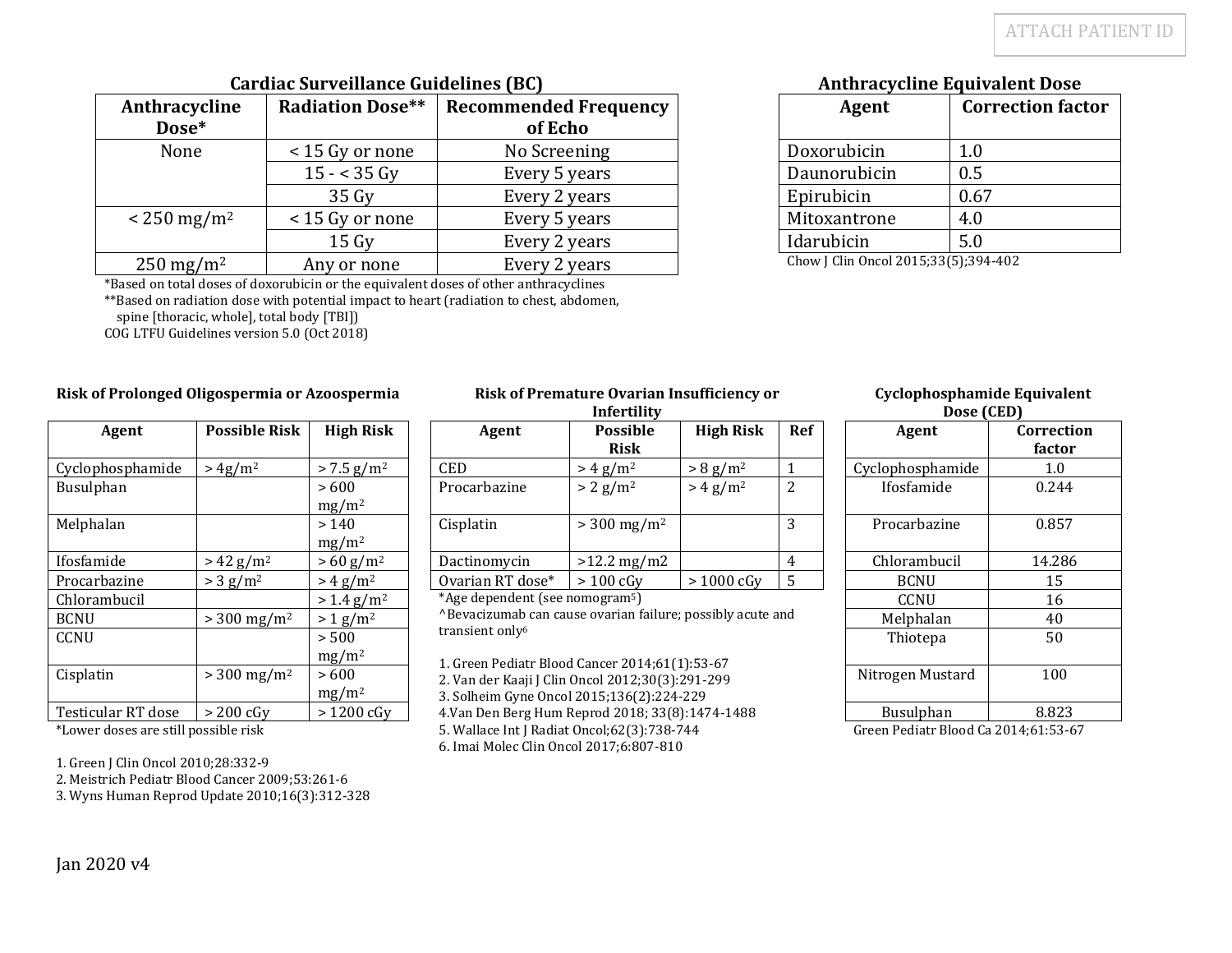ATTACH PATIENT ID

### Cardiac Surveillance Guidelines (BC)

| Anthracycline Dose* | Radiation Dose** | Recommended Frequency of Echo |
|---|---|---|
| None | < 15 Gy or none | No Screening |
| | 15 - < 35 Gy | Every 5 years |
| | 35 Gy | Every 2 years |
| < 250 mg/m$^2$ | < 15 Gy or none | Every 5 years |
| | 15 Gy | Every 2 years |
| 250 mg/m$^2$ | Any or none | Every 2 years |

*Based on total doses of doxorubicin or the equivalent doses of other anthracyclines
**Based on radiation dose with potential impact to heart (radiation to chest, abdomen, spine [thoracic, whole], total body [TBI])
COG LTFU Guidelines version 5.0 (Oct 2018)

### Anthracycline Equivalent Dose

| Agent | Correction factor |
|---|---|
| Doxorubicin | 1.0 |
| Daunorubicin | 0.5 |
| Epirubicin | 0.67 |
| Mitoxantrone | 4.0 |
| Idarubicin | 5.0 |

Chow J Clin Oncol 2015;33(5);394-402

### Risk of Prolonged Oligospermia or Azoospermia

| Agent | Possible Risk | High Risk |
|---|---|---|
| Cyclophosphamide | > 4g/m$^2$ | > 7.5 g/m$^2$ |
| Busulphan | | > 600 mg/m$^2$ |
| Melphalan | | > 140 mg/m$^2$ |
| Ifosfamide | > 42 g/m$^2$ | > 60 g/m$^2$ |
| Procarbazine | > 3 g/m$^2$ | > 4 g/m$^2$ |
| Chlorambucil | | > 1.4 g/m$^2$ |
| BCNU | > 300 mg/m$^2$ | > 1 g/m$^2$ |
| CCNU | | > 500 mg/m$^2$ |
| Cisplatin | > 300 mg/m$^2$ | > 600 mg/m$^2$ |
| Testicular RT dose | > 200 cGy | > 1200 cGy |

*Lower doses are still possible risk

1. Green J Clin Oncol 2010;28:332-9
2. Meistrich Pediatr Blood Cancer 2009;53:261-6
3. Wyns Human Reprod Update 2010;16(3):312-328

### Risk of Premature Ovarian Insufficiency or Infertility

| Agent | Possible Risk | High Risk | Ref |
|---|---|---|---|
| CED | > 4 g/m$^2$ | > 8 g/m$^2$ | 1 |
| Procarbazine | > 2 g/m$^2$ | > 4 g/m$^2$ | 2 |
| Cisplatin | > 300 mg/m$^2$ | | 3 |
| Dactinomycin | >12.2 mg/m2 | | 4 |
| Ovarian RT dose* | > 100 cGy | > 1000 cGy | 5 |

*Age dependent (see nomogram[5])
^Bevacizumab can cause ovarian failure; possibly acute and transient only[6]

1. Green Pediatr Blood Cancer 2014;61(1):53-67
2. Van der Kaaji J Clin Oncol 2012;30(3):291-299
3. Solheim Gyne Oncol 2015;136(2):224-229
4. Van Den Berg Hum Reprod 2018; 33(8):1474-1488
5. Wallace Int J Radiat Oncol;62(3):738-744
6. Imai Molec Clin Oncol 2017;6:807-810

### Cyclophosphamide Equivalent Dose (CED)

| Agent | Correction factor |
|---|---|
| Cyclophosphamide | 1.0 |
| Ifosfamide | 0.244 |
| Procarbazine | 0.857 |
| Chlorambucil | 14.286 |
| BCNU | 15 |
| CCNU | 16 |
| Melphalan | 40 |
| Thiotepa | 50 |
| Nitrogen Mustard | 100 |
| Busulphan | 8.823 |

Green Pediatr Blood Ca 2014;61:53-67

Jan 2020 v4